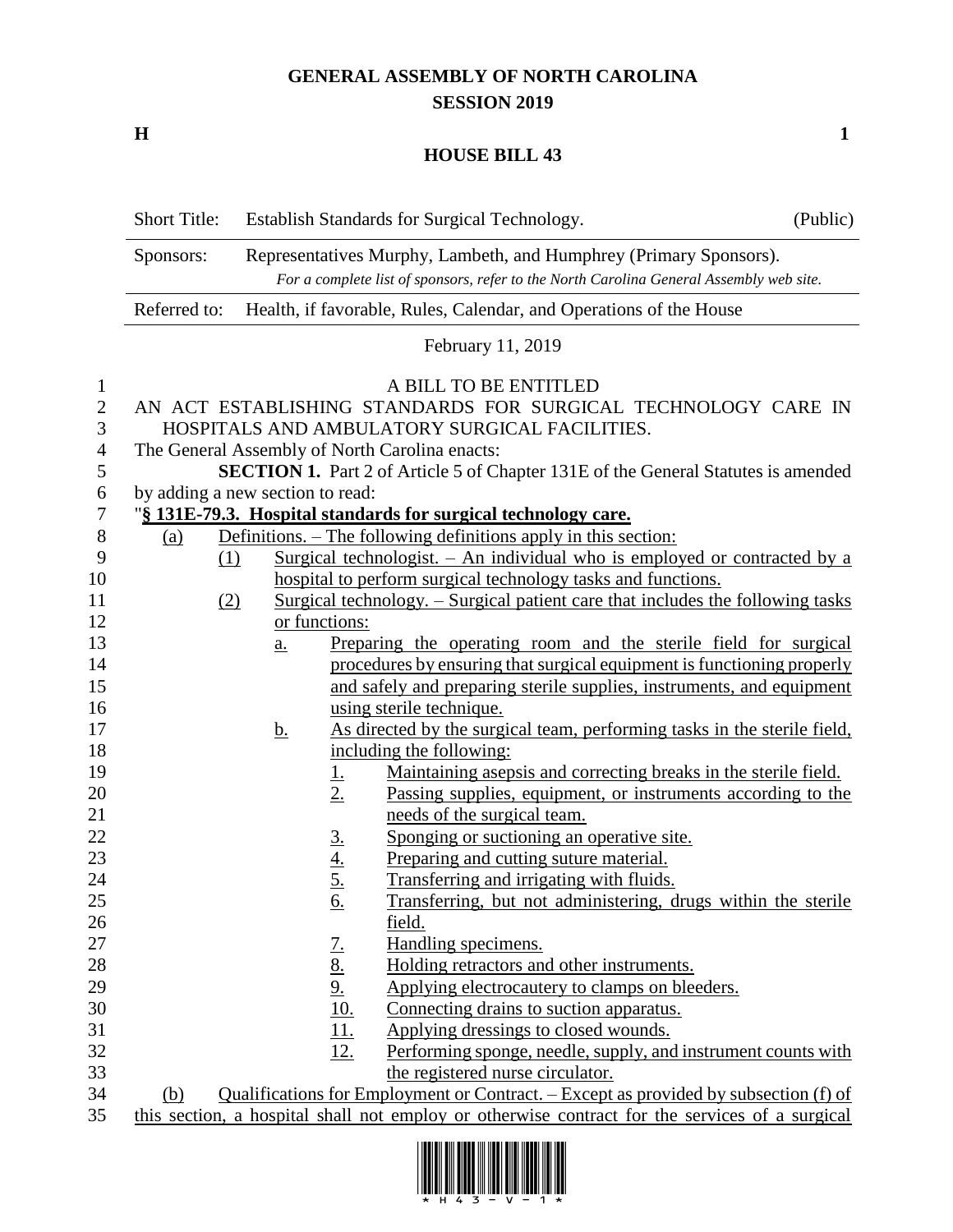# GENERAL ASSEMBLY OF NORTH CAROLINA
## SESSION 2019

**H** **1**

## HOUSE BILL 43

| Short Title: | Establish Standards for Surgical Technology. | (Public) |
|---|---|---|
| Sponsors: | Representatives Murphy, Lambeth, and Humphrey (Primary Sponsors). *For a complete list of sponsors, refer to the North Carolina General Assembly web site.* | |
| Referred to: | Health, if favorable, Rules, Calendar, and Operations of the House | |

February 11, 2019

A BILL TO BE ENTITLED

AN ACT ESTABLISHING STANDARDS FOR SURGICAL TECHNOLOGY CARE IN HOSPITALS AND AMBULATORY SURGICAL FACILITIES.

The General Assembly of North Carolina enacts:

**SECTION 1.** Part 2 of Article 5 of Chapter 131E of the General Statutes is amended by adding a new section to read:

"**§ 131E-79.3. Hospital standards for surgical technology care.**

(a) Definitions. – The following definitions apply in this section:

(1) Surgical technologist. – An individual who is employed or contracted by a hospital to perform surgical technology tasks and functions.

(2) Surgical technology. – Surgical patient care that includes the following tasks or functions:

a. Preparing the operating room and the sterile field for surgical procedures by ensuring that surgical equipment is functioning properly and safely and preparing sterile supplies, instruments, and equipment using sterile technique.

b. As directed by the surgical team, performing tasks in the sterile field, including the following:

1. Maintaining asepsis and correcting breaks in the sterile field.
2. Passing supplies, equipment, or instruments according to the needs of the surgical team.
3. Sponging or suctioning an operative site.
4. Preparing and cutting suture material.
5. Transferring and irrigating with fluids.
6. Transferring, but not administering, drugs within the sterile field.
7. Handling specimens.
8. Holding retractors and other instruments.
9. Applying electrocautery to clamps on bleeders.
10. Connecting drains to suction apparatus.
11. Applying dressings to closed wounds.
12. Performing sponge, needle, supply, and instrument counts with the registered nurse circulator.

(b) Qualifications for Employment or Contract. – Except as provided by subsection (f) of this section, a hospital shall not employ or otherwise contract for the services of a surgical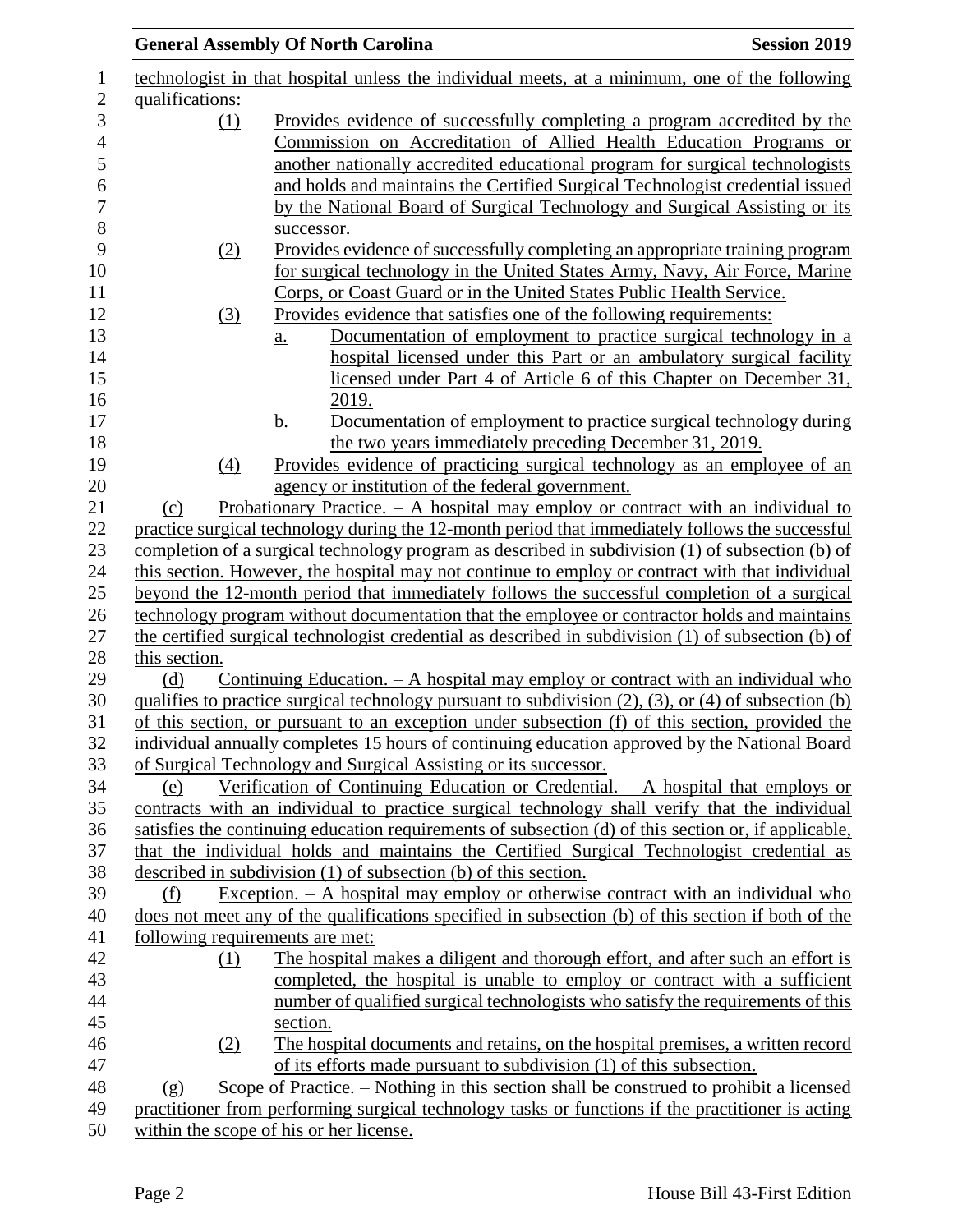technologist in that hospital unless the individual meets, at a minimum, one of the following qualifications:

(1) Provides evidence of successfully completing a program accredited by the Commission on Accreditation of Allied Health Education Programs or another nationally accredited educational program for surgical technologists and holds and maintains the Certified Surgical Technologist credential issued by the National Board of Surgical Technology and Surgical Assisting or its successor.

(2) Provides evidence of successfully completing an appropriate training program for surgical technology in the United States Army, Navy, Air Force, Marine Corps, or Coast Guard or in the United States Public Health Service.

(3) Provides evidence that satisfies one of the following requirements:

a. Documentation of employment to practice surgical technology in a hospital licensed under this Part or an ambulatory surgical facility licensed under Part 4 of Article 6 of this Chapter on December 31, 2019.

b. Documentation of employment to practice surgical technology during the two years immediately preceding December 31, 2019.

(4) Provides evidence of practicing surgical technology as an employee of an agency or institution of the federal government.

(c) Probationary Practice. – A hospital may employ or contract with an individual to practice surgical technology during the 12-month period that immediately follows the successful completion of a surgical technology program as described in subdivision (1) of subsection (b) of this section. However, the hospital may not continue to employ or contract with that individual beyond the 12-month period that immediately follows the successful completion of a surgical technology program without documentation that the employee or contractor holds and maintains the certified surgical technologist credential as described in subdivision (1) of subsection (b) of this section.

(d) Continuing Education. – A hospital may employ or contract with an individual who qualifies to practice surgical technology pursuant to subdivision (2), (3), or (4) of subsection (b) of this section, or pursuant to an exception under subsection (f) of this section, provided the individual annually completes 15 hours of continuing education approved by the National Board of Surgical Technology and Surgical Assisting or its successor.

(e) Verification of Continuing Education or Credential. – A hospital that employs or contracts with an individual to practice surgical technology shall verify that the individual satisfies the continuing education requirements of subsection (d) of this section or, if applicable, that the individual holds and maintains the Certified Surgical Technologist credential as described in subdivision (1) of subsection (b) of this section.

(f) Exception. – A hospital may employ or otherwise contract with an individual who does not meet any of the qualifications specified in subsection (b) of this section if both of the following requirements are met:

(1) The hospital makes a diligent and thorough effort, and after such an effort is completed, the hospital is unable to employ or contract with a sufficient number of qualified surgical technologists who satisfy the requirements of this section.

(2) The hospital documents and retains, on the hospital premises, a written record of its efforts made pursuant to subdivision (1) of this subsection.

(g) Scope of Practice. – Nothing in this section shall be construed to prohibit a licensed practitioner from performing surgical technology tasks or functions if the practitioner is acting within the scope of his or her license.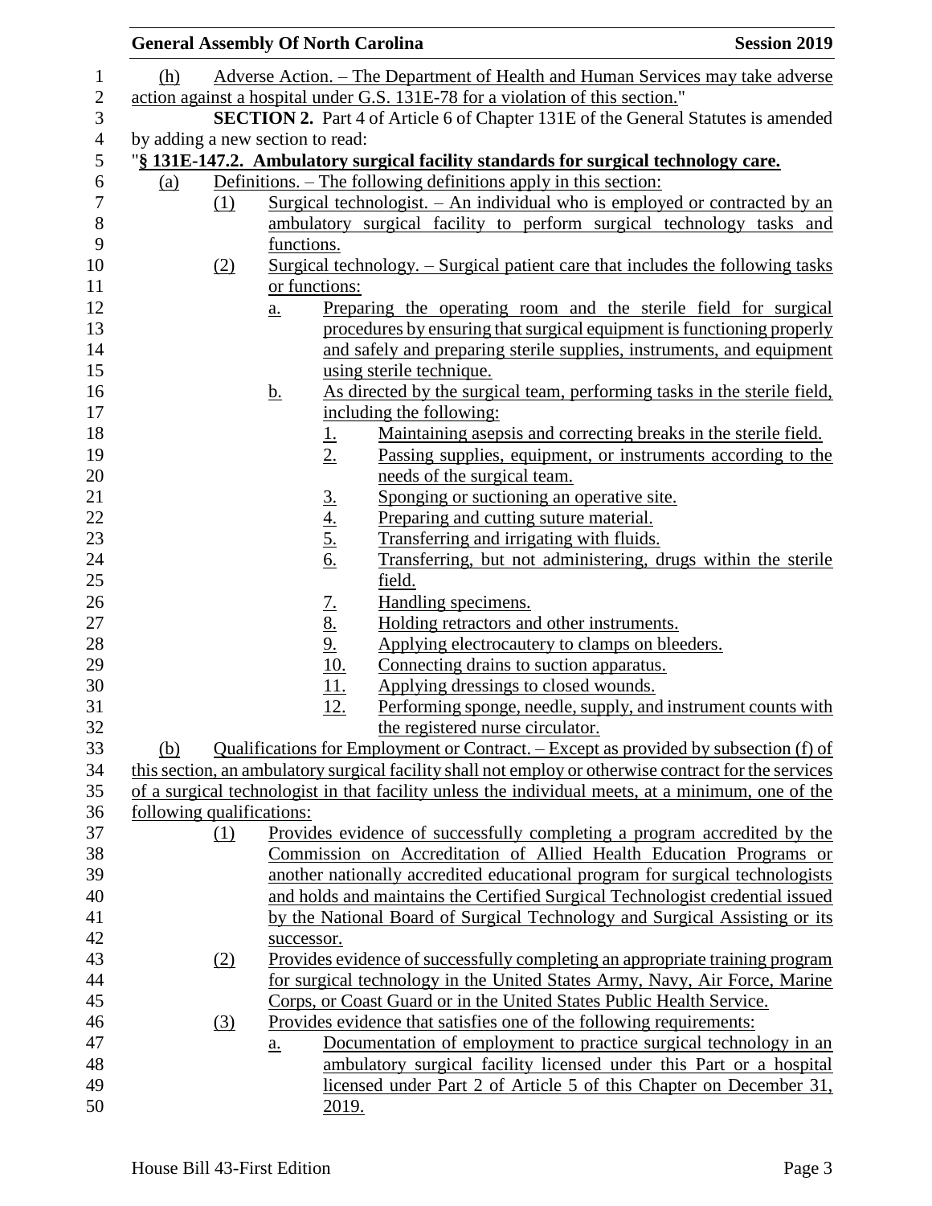(h) Adverse Action. – The Department of Health and Human Services may take adverse action against a hospital under G.S. 131E-78 for a violation of this section."

**SECTION 2.** Part 4 of Article 6 of Chapter 131E of the General Statutes is amended by adding a new section to read:

"**§ 131E-147.2. Ambulatory surgical facility standards for surgical technology care.**

(a) Definitions. – The following definitions apply in this section:

(1) Surgical technologist. – An individual who is employed or contracted by an ambulatory surgical facility to perform surgical technology tasks and functions.

(2) Surgical technology. – Surgical patient care that includes the following tasks or functions:

a. Preparing the operating room and the sterile field for surgical procedures by ensuring that surgical equipment is functioning properly and safely and preparing sterile supplies, instruments, and equipment using sterile technique.

b. As directed by the surgical team, performing tasks in the sterile field, including the following:

1. Maintaining asepsis and correcting breaks in the sterile field.
2. Passing supplies, equipment, or instruments according to the needs of the surgical team.
3. Sponging or suctioning an operative site.
4. Preparing and cutting suture material.
5. Transferring and irrigating with fluids.
6. Transferring, but not administering, drugs within the sterile field.
7. Handling specimens.
8. Holding retractors and other instruments.
9. Applying electrocautery to clamps on bleeders.
10. Connecting drains to suction apparatus.
11. Applying dressings to closed wounds.
12. Performing sponge, needle, supply, and instrument counts with the registered nurse circulator.

(b) Qualifications for Employment or Contract. – Except as provided by subsection (f) of this section, an ambulatory surgical facility shall not employ or otherwise contract for the services of a surgical technologist in that facility unless the individual meets, at a minimum, one of the following qualifications:

(1) Provides evidence of successfully completing a program accredited by the Commission on Accreditation of Allied Health Education Programs or another nationally accredited educational program for surgical technologists and holds and maintains the Certified Surgical Technologist credential issued by the National Board of Surgical Technology and Surgical Assisting or its successor.

(2) Provides evidence of successfully completing an appropriate training program for surgical technology in the United States Army, Navy, Air Force, Marine Corps, or Coast Guard or in the United States Public Health Service.

(3) Provides evidence that satisfies one of the following requirements:

a. Documentation of employment to practice surgical technology in an ambulatory surgical facility licensed under this Part or a hospital licensed under Part 2 of Article 5 of this Chapter on December 31, 2019.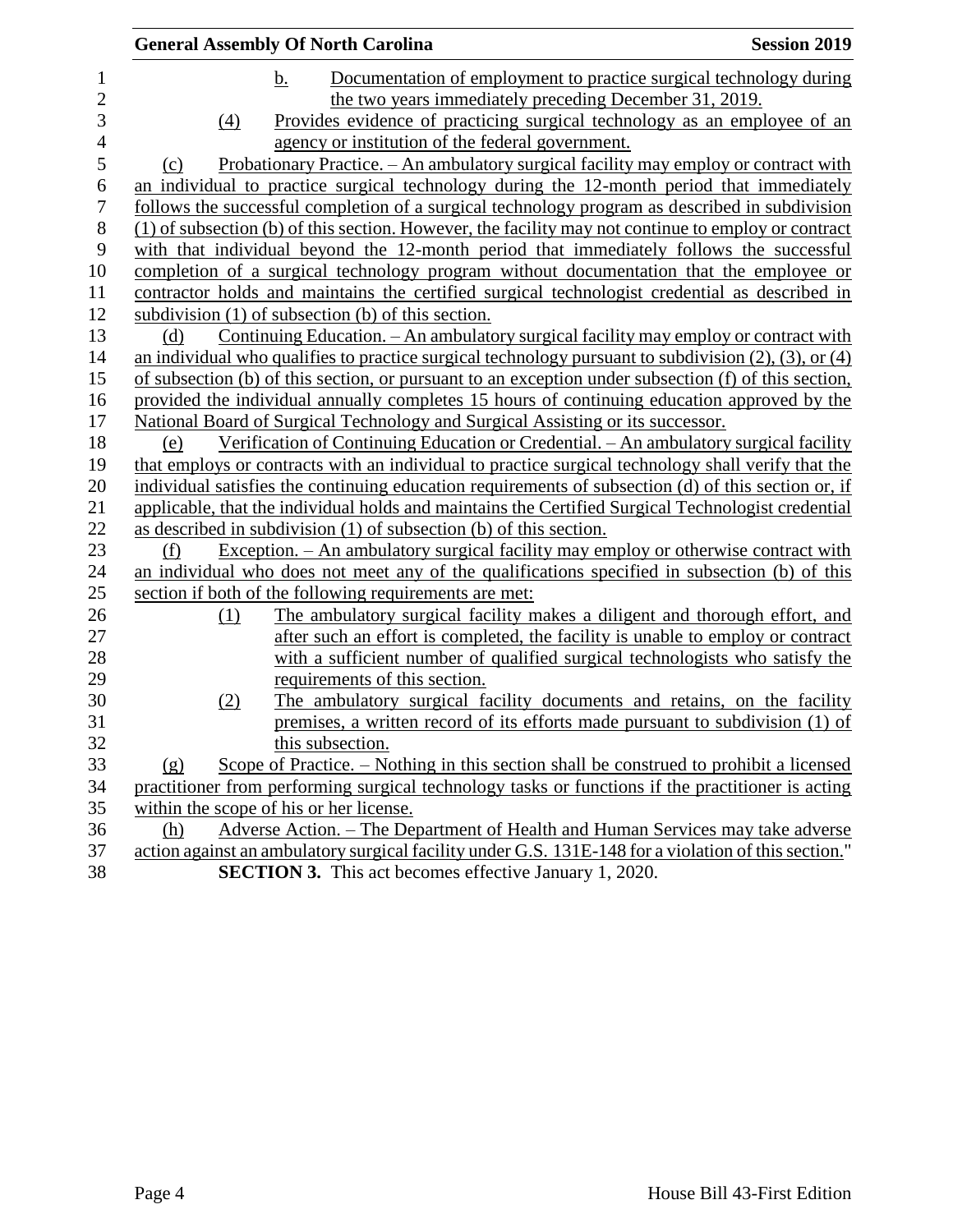b. Documentation of employment to practice surgical technology during the two years immediately preceding December 31, 2019.

(4) Provides evidence of practicing surgical technology as an employee of an agency or institution of the federal government.

(c) Probationary Practice. – An ambulatory surgical facility may employ or contract with an individual to practice surgical technology during the 12-month period that immediately follows the successful completion of a surgical technology program as described in subdivision (1) of subsection (b) of this section. However, the facility may not continue to employ or contract with that individual beyond the 12-month period that immediately follows the successful completion of a surgical technology program without documentation that the employee or contractor holds and maintains the certified surgical technologist credential as described in subdivision (1) of subsection (b) of this section.

(d) Continuing Education. – An ambulatory surgical facility may employ or contract with an individual who qualifies to practice surgical technology pursuant to subdivision (2), (3), or (4) of subsection (b) of this section, or pursuant to an exception under subsection (f) of this section, provided the individual annually completes 15 hours of continuing education approved by the National Board of Surgical Technology and Surgical Assisting or its successor.

(e) Verification of Continuing Education or Credential. – An ambulatory surgical facility that employs or contracts with an individual to practice surgical technology shall verify that the individual satisfies the continuing education requirements of subsection (d) of this section or, if applicable, that the individual holds and maintains the Certified Surgical Technologist credential as described in subdivision (1) of subsection (b) of this section.

(f) Exception. – An ambulatory surgical facility may employ or otherwise contract with an individual who does not meet any of the qualifications specified in subsection (b) of this section if both of the following requirements are met:

(1) The ambulatory surgical facility makes a diligent and thorough effort, and after such an effort is completed, the facility is unable to employ or contract with a sufficient number of qualified surgical technologists who satisfy the requirements of this section.

(2) The ambulatory surgical facility documents and retains, on the facility premises, a written record of its efforts made pursuant to subdivision (1) of this subsection.

(g) Scope of Practice. – Nothing in this section shall be construed to prohibit a licensed practitioner from performing surgical technology tasks or functions if the practitioner is acting within the scope of his or her license.

(h) Adverse Action. – The Department of Health and Human Services may take adverse action against an ambulatory surgical facility under G.S. 131E-148 for a violation of this section."

**SECTION 3.** This act becomes effective January 1, 2020.